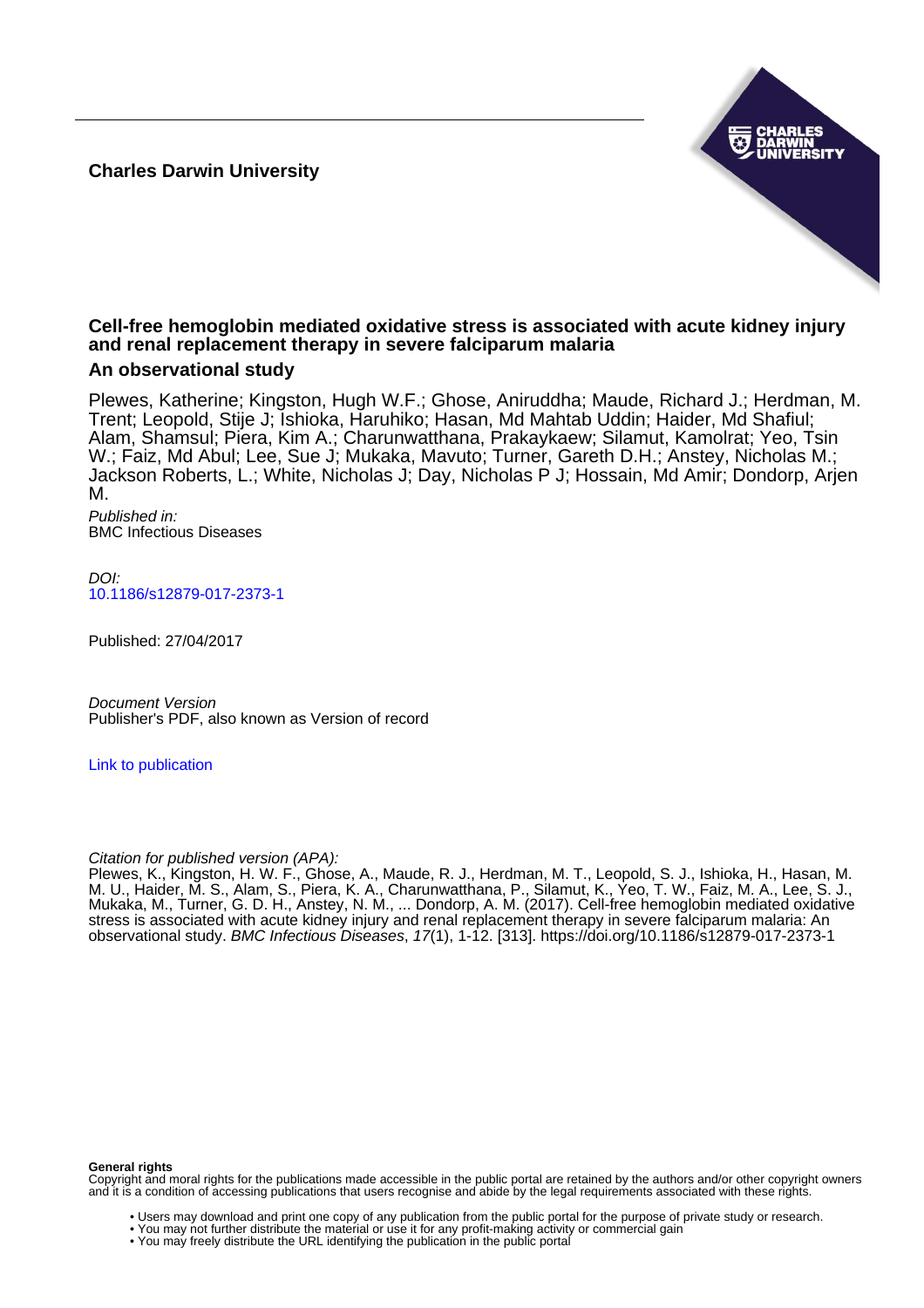**Charles Darwin University**

# Cell-free hemoglobin mediated oxidative stress is associated with acute kidney injury and renal replacement therapy in severe falciparum malaria

## An observational study

Plewes, Katherine; Kingston, Hugh W.F.; Ghose, Aniruddha; Maude, Richard J.; Herdman, M. Trent; Leopold, Stije J; Ishioka, Haruhiko; Hasan, Md Mahtab Uddin; Haider, Md Shafiul; Alam, Shamsul; Piera, Kim A.; Charunwatthana, Prakaykaew; Silamut, Kamolrat; Yeo, Tsin W.; Faiz, Md Abul; Lee, Sue J; Mukaka, Mavuto; Turner, Gareth D.H.; Anstey, Nicholas M.; Jackson Roberts, L.; White, Nicholas J; Day, Nicholas P J; Hossain, Md Amir; Dondorp, Arjen M.

*Published in:*
BMC Infectious Diseases

*DOI:*
10.1186/s12879-017-2373-1

Published: 27/04/2017

*Document Version*
Publisher's PDF, also known as Version of record

Link to publication

*Citation for published version (APA):*
Plewes, K., Kingston, H. W. F., Ghose, A., Maude, R. J., Herdman, M. T., Leopold, S. J., Ishioka, H., Hasan, M. M. U., Haider, M. S., Alam, S., Piera, K. A., Charunwatthana, P., Silamut, K., Yeo, T. W., Faiz, M. A., Lee, S. J., Mukaka, M., Turner, G. D. H., Anstey, N. M., ... Dondorp, A. M. (2017). Cell-free hemoglobin mediated oxidative stress is associated with acute kidney injury and renal replacement therapy in severe falciparum malaria: An observational study. *BMC Infectious Diseases*, *17*(1), 1-12. [313]. https://doi.org/10.1186/s12879-017-2373-1

**General rights**
Copyright and moral rights for the publications made accessible in the public portal are retained by the authors and/or other copyright owners and it is a condition of accessing publications that users recognise and abide by the legal requirements associated with these rights.

- Users may download and print one copy of any publication from the public portal for the purpose of private study or research.
- You may not further distribute the material or use it for any profit-making activity or commercial gain
- You may freely distribute the URL identifying the publication in the public portal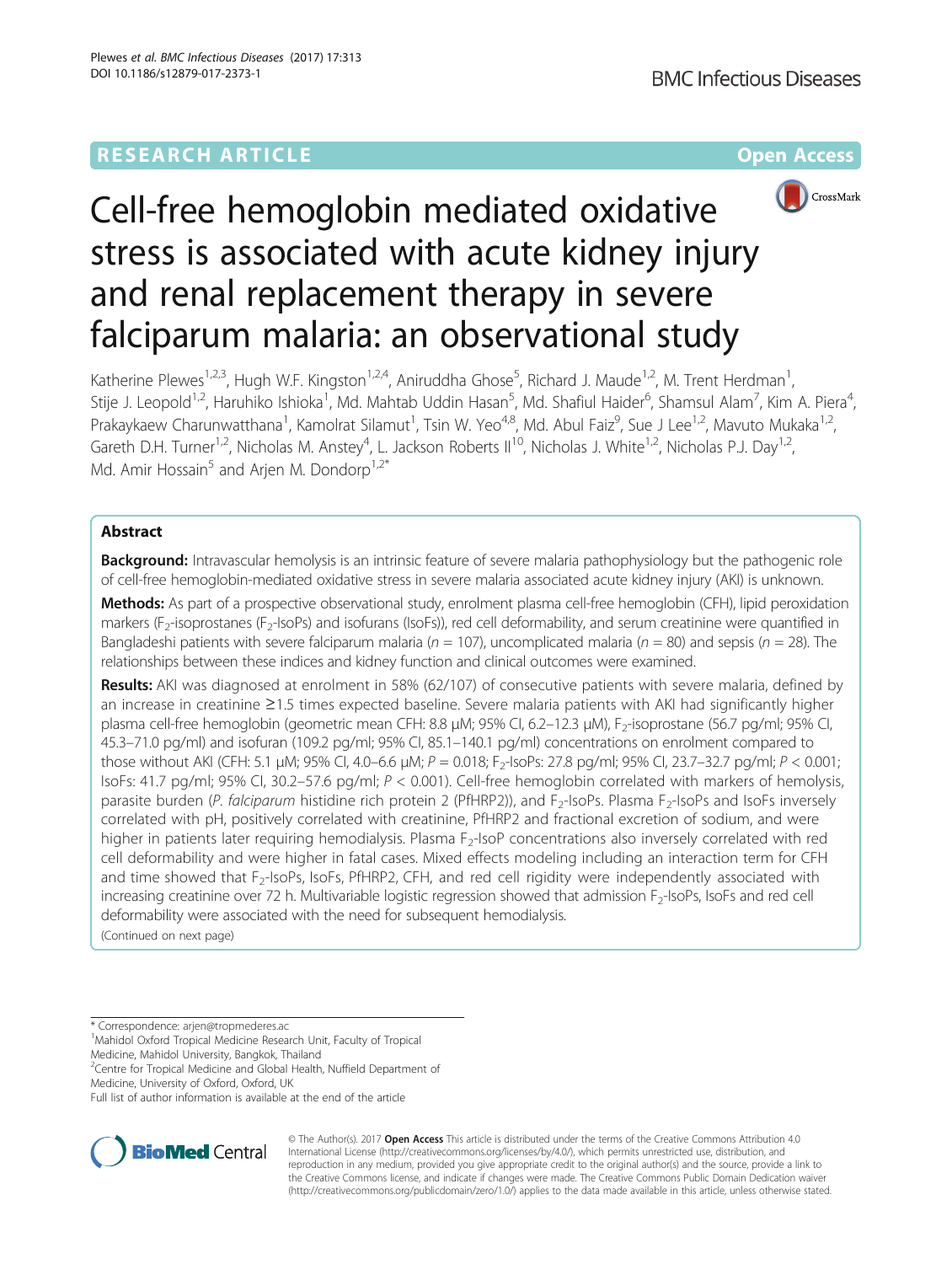# Cell-free hemoglobin mediated oxidative stress is associated with acute kidney injury and renal replacement therapy in severe falciparum malaria: an observational study

Katherine Plewes[1,2,3], Hugh W.F. Kingston[1,2,4], Aniruddha Ghose[5], Richard J. Maude[1,2], M. Trent Herdman[1], Stije J. Leopold[1,2], Haruhiko Ishioka[1], Md. Mahtab Uddin Hasan[5], Md. Shafiul Haider[6], Shamsul Alam[7], Kim A. Piera[4], Prakaykaew Charunwatthana[1], Kamolrat Silamut[1], Tsin W. Yeo[4,8], Md. Abul Faiz[9], Sue J Lee[1,2], Mavuto Mukaka[1,2], Gareth D.H. Turner[1,2], Nicholas M. Anstey[4], L. Jackson Roberts II[10], Nicholas J. White[1,2], Nicholas P.J. Day[1,2], Md. Amir Hossain[5] and Arjen M. Dondorp[1,2*]

## Abstract

**Background:** Intravascular hemolysis is an intrinsic feature of severe malaria pathophysiology but the pathogenic role of cell-free hemoglobin-mediated oxidative stress in severe malaria associated acute kidney injury (AKI) is unknown.

**Methods:** As part of a prospective observational study, enrolment plasma cell-free hemoglobin (CFH), lipid peroxidation markers ($F_2$-isoprostanes ($F_2$-IsoPs) and isofurans (IsoFs)), red cell deformability, and serum creatinine were quantified in Bangladeshi patients with severe falciparum malaria ($n = 107$), uncomplicated malaria ($n = 80$) and sepsis ($n = 28$). The relationships between these indices and kidney function and clinical outcomes were examined.

**Results:** AKI was diagnosed at enrolment in 58% (62/107) of consecutive patients with severe malaria, defined by an increase in creatinine ≥1.5 times expected baseline. Severe malaria patients with AKI had significantly higher plasma cell-free hemoglobin (geometric mean CFH: 8.8 μM; 95% CI, 6.2–12.3 μM), $F_2$-isoprostane (56.7 pg/ml; 95% CI, 45.3–71.0 pg/ml) and isofuran (109.2 pg/ml; 95% CI, 85.1–140.1 pg/ml) concentrations on enrolment compared to those without AKI (CFH: 5.1 μM; 95% CI, 4.0–6.6 μM; $P = 0.018$; $F_2$-IsoPs: 27.8 pg/ml; 95% CI, 23.7–32.7 pg/ml; $P < 0.001$; IsoFs: 41.7 pg/ml; 95% CI, 30.2–57.6 pg/ml; $P < 0.001$). Cell-free hemoglobin correlated with markers of hemolysis, parasite burden (*P. falciparum* histidine rich protein 2 (PfHRP2)), and $F_2$-IsoPs. Plasma $F_2$-IsoPs and IsoFs inversely correlated with pH, positively correlated with creatinine, PfHRP2 and fractional excretion of sodium, and were higher in patients later requiring hemodialysis. Plasma $F_2$-IsoP concentrations also inversely correlated with red cell deformability and were higher in fatal cases. Mixed effects modeling including an interaction term for CFH and time showed that $F_2$-IsoPs, IsoFs, PfHRP2, CFH, and red cell rigidity were independently associated with increasing creatinine over 72 h. Multivariable logistic regression showed that admission $F_2$-IsoPs, IsoFs and red cell deformability were associated with the need for subsequent hemodialysis.

(Continued on next page)

\* Correspondence: arjen@tropmedres.ac
[1]Mahidol Oxford Tropical Medicine Research Unit, Faculty of Tropical Medicine, Mahidol University, Bangkok, Thailand
[2]Centre for Tropical Medicine and Global Health, Nuffield Department of Medicine, University of Oxford, Oxford, UK
Full list of author information is available at the end of the article

© The Author(s). 2017 **Open Access** This article is distributed under the terms of the Creative Commons Attribution 4.0 International License (http://creativecommons.org/licenses/by/4.0/), which permits unrestricted use, distribution, and reproduction in any medium, provided you give appropriate credit to the original author(s) and the source, provide a link to the Creative Commons license, and indicate if changes were made. The Creative Commons Public Domain Dedication waiver (http://creativecommons.org/publicdomain/zero/1.0/) applies to the data made available in this article, unless otherwise stated.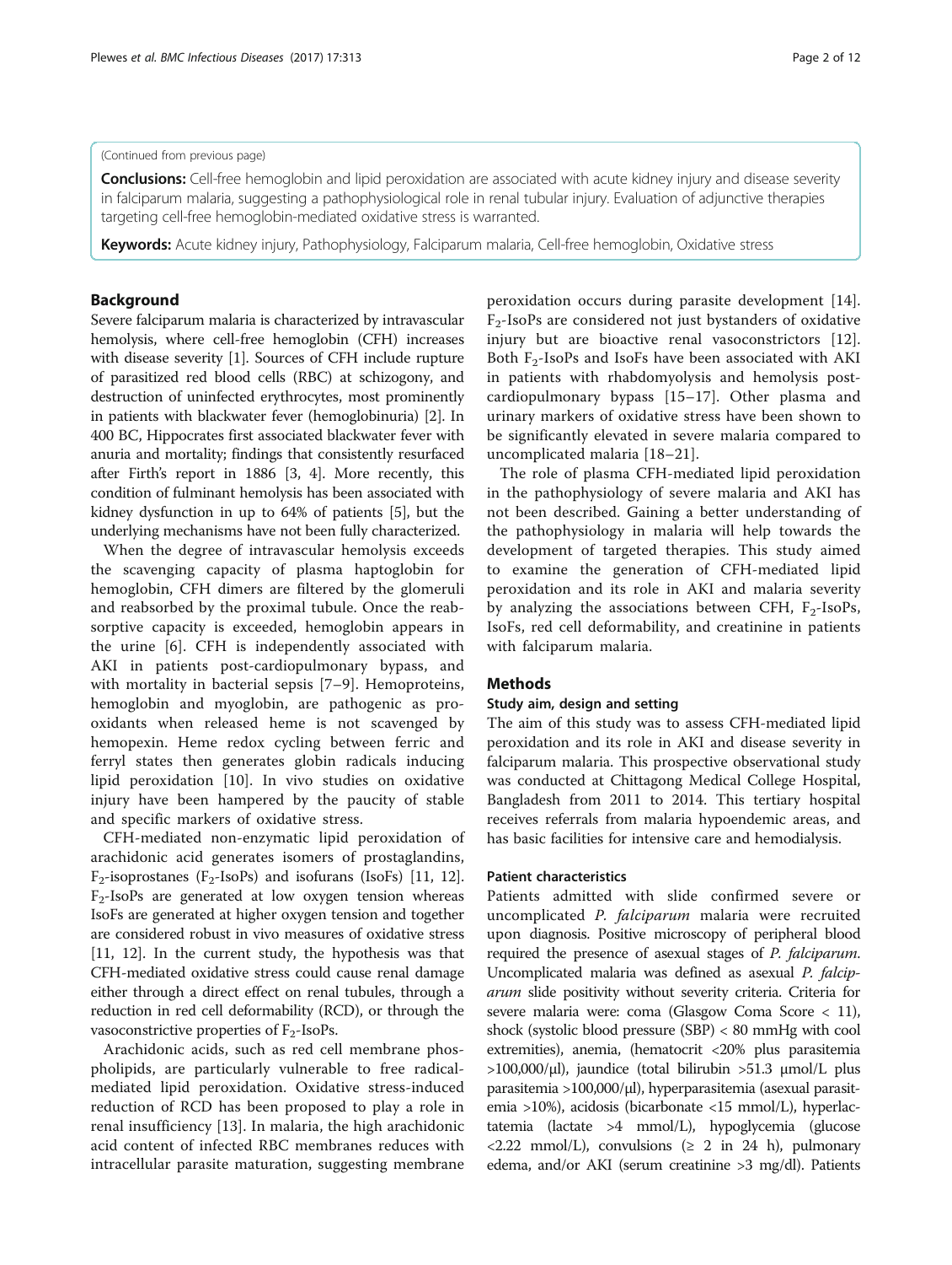(Continued from previous page)

**Conclusions:** Cell-free hemoglobin and lipid peroxidation are associated with acute kidney injury and disease severity in falciparum malaria, suggesting a pathophysiological role in renal tubular injury. Evaluation of adjunctive therapies targeting cell-free hemoglobin-mediated oxidative stress is warranted.

**Keywords:** Acute kidney injury, Pathophysiology, Falciparum malaria, Cell-free hemoglobin, Oxidative stress

## Background

Severe falciparum malaria is characterized by intravascular hemolysis, where cell-free hemoglobin (CFH) increases with disease severity [1]. Sources of CFH include rupture of parasitized red blood cells (RBC) at schizogony, and destruction of uninfected erythrocytes, most prominently in patients with blackwater fever (hemoglobinuria) [2]. In 400 BC, Hippocrates first associated blackwater fever with anuria and mortality; findings that consistently resurfaced after Firth's report in 1886 [3, 4]. More recently, this condition of fulminant hemolysis has been associated with kidney dysfunction in up to 64% of patients [5], but the underlying mechanisms have not been fully characterized.

When the degree of intravascular hemolysis exceeds the scavenging capacity of plasma haptoglobin for hemoglobin, CFH dimers are filtered by the glomeruli and reabsorbed by the proximal tubule. Once the reabsorptive capacity is exceeded, hemoglobin appears in the urine [6]. CFH is independently associated with AKI in patients post-cardiopulmonary bypass, and with mortality in bacterial sepsis [7–9]. Hemoproteins, hemoglobin and myoglobin, are pathogenic as pro-oxidants when released heme is not scavenged by hemopexin. Heme redox cycling between ferric and ferryl states then generates globin radicals inducing lipid peroxidation [10]. In vivo studies on oxidative injury have been hampered by the paucity of stable and specific markers of oxidative stress.

CFH-mediated non-enzymatic lipid peroxidation of arachidonic acid generates isomers of prostaglandins, $F_2$-isoprostanes ($F_2$-IsoPs) and isofurans (IsoFs) [11, 12]. $F_2$-IsoPs are generated at low oxygen tension whereas IsoFs are generated at higher oxygen tension and together are considered robust in vivo measures of oxidative stress [11, 12]. In the current study, the hypothesis was that CFH-mediated oxidative stress could cause renal damage either through a direct effect on renal tubules, through a reduction in red cell deformability (RCD), or through the vasoconstrictive properties of $F_2$-IsoPs.

Arachidonic acids, such as red cell membrane phospholipids, are particularly vulnerable to free radical-mediated lipid peroxidation. Oxidative stress-induced reduction of RCD has been proposed to play a role in renal insufficiency [13]. In malaria, the high arachidonic acid content of infected RBC membranes reduces with intracellular parasite maturation, suggesting membrane peroxidation occurs during parasite development [14]. $F_2$-IsoPs are considered not just bystanders of oxidative injury but are bioactive renal vasoconstrictors [12]. Both $F_2$-IsoPs and IsoFs have been associated with AKI in patients with rhabdomyolysis and hemolysis post-cardiopulmonary bypass [15–17]. Other plasma and urinary markers of oxidative stress have been shown to be significantly elevated in severe malaria compared to uncomplicated malaria [18–21].

The role of plasma CFH-mediated lipid peroxidation in the pathophysiology of severe malaria and AKI has not been described. Gaining a better understanding of the pathophysiology in malaria will help towards the development of targeted therapies. This study aimed to examine the generation of CFH-mediated lipid peroxidation and its role in AKI and malaria severity by analyzing the associations between CFH, $F_2$-IsoPs, IsoFs, red cell deformability, and creatinine in patients with falciparum malaria.

## Methods

### Study aim, design and setting

The aim of this study was to assess CFH-mediated lipid peroxidation and its role in AKI and disease severity in falciparum malaria. This prospective observational study was conducted at Chittagong Medical College Hospital, Bangladesh from 2011 to 2014. This tertiary hospital receives referrals from malaria hypoendemic areas, and has basic facilities for intensive care and hemodialysis.

### Patient characteristics

Patients admitted with slide confirmed severe or uncomplicated *P. falciparum* malaria were recruited upon diagnosis. Positive microscopy of peripheral blood required the presence of asexual stages of *P. falciparum*. Uncomplicated malaria was defined as asexual *P. falciparum* slide positivity without severity criteria. Criteria for severe malaria were: coma (Glasgow Coma Score < 11), shock (systolic blood pressure (SBP) < 80 mmHg with cool extremities), anemia, (hematocrit <20% plus parasitemia >100,000/μl), jaundice (total bilirubin >51.3 μmol/L plus parasitemia >100,000/μl), hyperparasitemia (asexual parasitemia >10%), acidosis (bicarbonate <15 mmol/L), hyperlactatemia (lactate >4 mmol/L), hypoglycemia (glucose <2.22 mmol/L), convulsions (≥ 2 in 24 h), pulmonary edema, and/or AKI (serum creatinine >3 mg/dl). Patients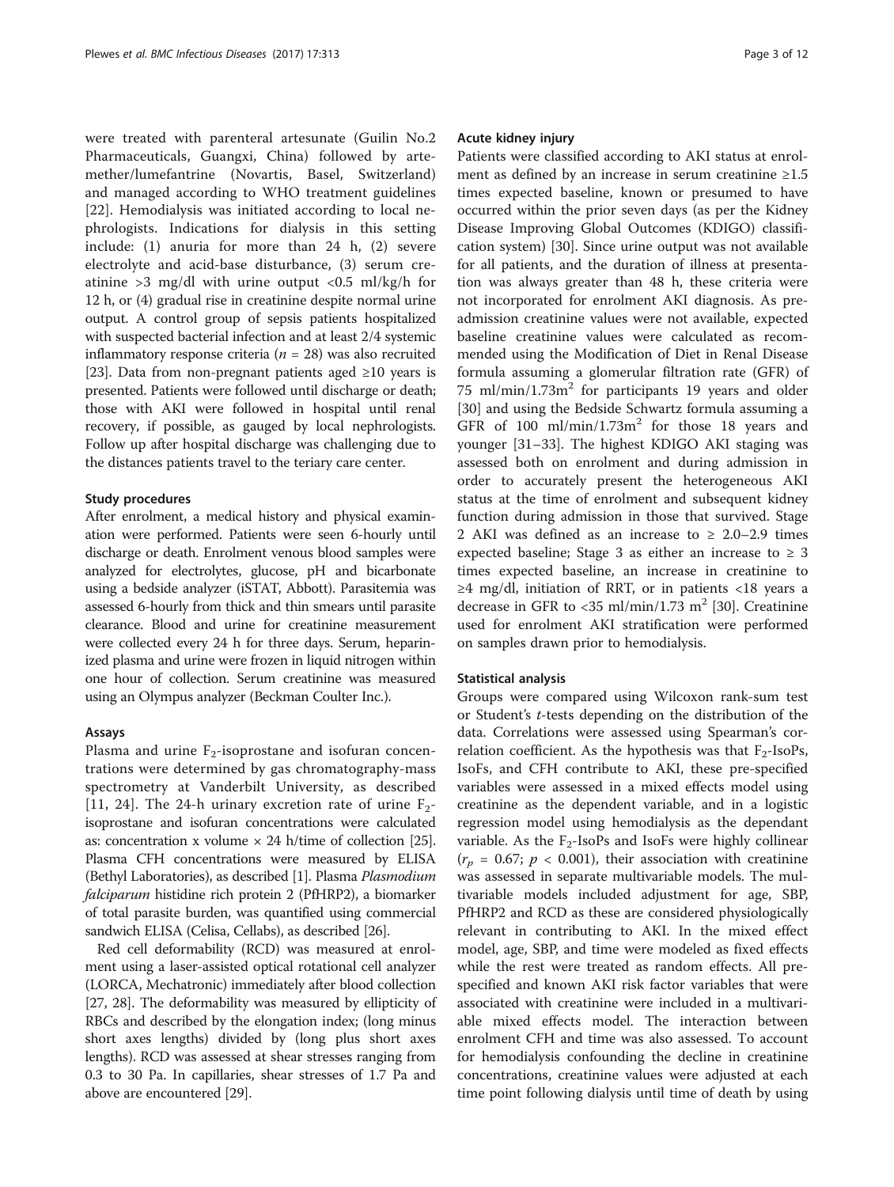were treated with parenteral artesunate (Guilin No.2 Pharmaceuticals, Guangxi, China) followed by artemether/lumefantrine (Novartis, Basel, Switzerland) and managed according to WHO treatment guidelines [22]. Hemodialysis was initiated according to local nephrologists. Indications for dialysis in this setting include: (1) anuria for more than 24 h, (2) severe electrolyte and acid-base disturbance, (3) serum creatinine >3 mg/dl with urine output <0.5 ml/kg/h for 12 h, or (4) gradual rise in creatinine despite normal urine output. A control group of sepsis patients hospitalized with suspected bacterial infection and at least 2/4 systemic inflammatory response criteria ($n = 28$) was also recruited [23]. Data from non-pregnant patients aged ≥10 years is presented. Patients were followed until discharge or death; those with AKI were followed in hospital until renal recovery, if possible, as gauged by local nephrologists. Follow up after hospital discharge was challenging due to the distances patients travel to the teriary care center.

### Study procedures

After enrolment, a medical history and physical examination were performed. Patients were seen 6-hourly until discharge or death. Enrolment venous blood samples were analyzed for electrolytes, glucose, pH and bicarbonate using a bedside analyzer (iSTAT, Abbott). Parasitemia was assessed 6-hourly from thick and thin smears until parasite clearance. Blood and urine for creatinine measurement were collected every 24 h for three days. Serum, heparinized plasma and urine were frozen in liquid nitrogen within one hour of collection. Serum creatinine was measured using an Olympus analyzer (Beckman Coulter Inc.).

### Assays

Plasma and urine $F_2$-isoprostane and isofuran concentrations were determined by gas chromatography-mass spectrometry at Vanderbilt University, as described [11, 24]. The 24-h urinary excretion rate of urine $F_2$-isoprostane and isofuran concentrations were calculated as: concentration x volume × 24 h/time of collection [25]. Plasma CFH concentrations were measured by ELISA (Bethyl Laboratories), as described [1]. Plasma *Plasmodium falciparum* histidine rich protein 2 (PfHRP2), a biomarker of total parasite burden, was quantified using commercial sandwich ELISA (Celisa, Cellabs), as described [26].

Red cell deformability (RCD) was measured at enrolment using a laser-assisted optical rotational cell analyzer (LORCA, Mechatronic) immediately after blood collection [27, 28]. The deformability was measured by ellipticity of RBCs and described by the elongation index; (long minus short axes lengths) divided by (long plus short axes lengths). RCD was assessed at shear stresses ranging from 0.3 to 30 Pa. In capillaries, shear stresses of 1.7 Pa and above are encountered [29].

### Acute kidney injury

Patients were classified according to AKI status at enrolment as defined by an increase in serum creatinine ≥1.5 times expected baseline, known or presumed to have occurred within the prior seven days (as per the Kidney Disease Improving Global Outcomes (KDIGO) classification system) [30]. Since urine output was not available for all patients, and the duration of illness at presentation was always greater than 48 h, these criteria were not incorporated for enrolment AKI diagnosis. As pre-admission creatinine values were not available, expected baseline creatinine values were calculated as recommended using the Modification of Diet in Renal Disease formula assuming a glomerular filtration rate (GFR) of 75 ml/min/1.73m$^2$ for participants 19 years and older [30] and using the Bedside Schwartz formula assuming a GFR of 100 ml/min/1.73m$^2$ for those 18 years and younger [31–33]. The highest KDIGO AKI staging was assessed both on enrolment and during admission in order to accurately present the heterogeneous AKI status at the time of enrolment and subsequent kidney function during admission in those that survived. Stage 2 AKI was defined as an increase to ≥ 2.0–2.9 times expected baseline; Stage 3 as either an increase to ≥ 3 times expected baseline, an increase in creatinine to ≥4 mg/dl, initiation of RRT, or in patients <18 years a decrease in GFR to <35 ml/min/1.73 m$^2$ [30]. Creatinine used for enrolment AKI stratification were performed on samples drawn prior to hemodialysis.

### Statistical analysis

Groups were compared using Wilcoxon rank-sum test or Student's *t*-tests depending on the distribution of the data. Correlations were assessed using Spearman's correlation coefficient. As the hypothesis was that $F_2$-IsoPs, IsoFs, and CFH contribute to AKI, these pre-specified variables were assessed in a mixed effects model using creatinine as the dependent variable, and in a logistic regression model using hemodialysis as the dependant variable. As the $F_2$-IsoPs and IsoFs were highly collinear ($r_p = 0.67$; $p < 0.001$), their association with creatinine was assessed in separate multivariable models. The multivariable models included adjustment for age, SBP, PfHRP2 and RCD as these are considered physiologically relevant in contributing to AKI. In the mixed effect model, age, SBP, and time were modeled as fixed effects while the rest were treated as random effects. All pre-specified and known AKI risk factor variables that were associated with creatinine were included in a multivariable mixed effects model. The interaction between enrolment CFH and time was also assessed. To account for hemodialysis confounding the decline in creatinine concentrations, creatinine values were adjusted at each time point following dialysis until time of death by using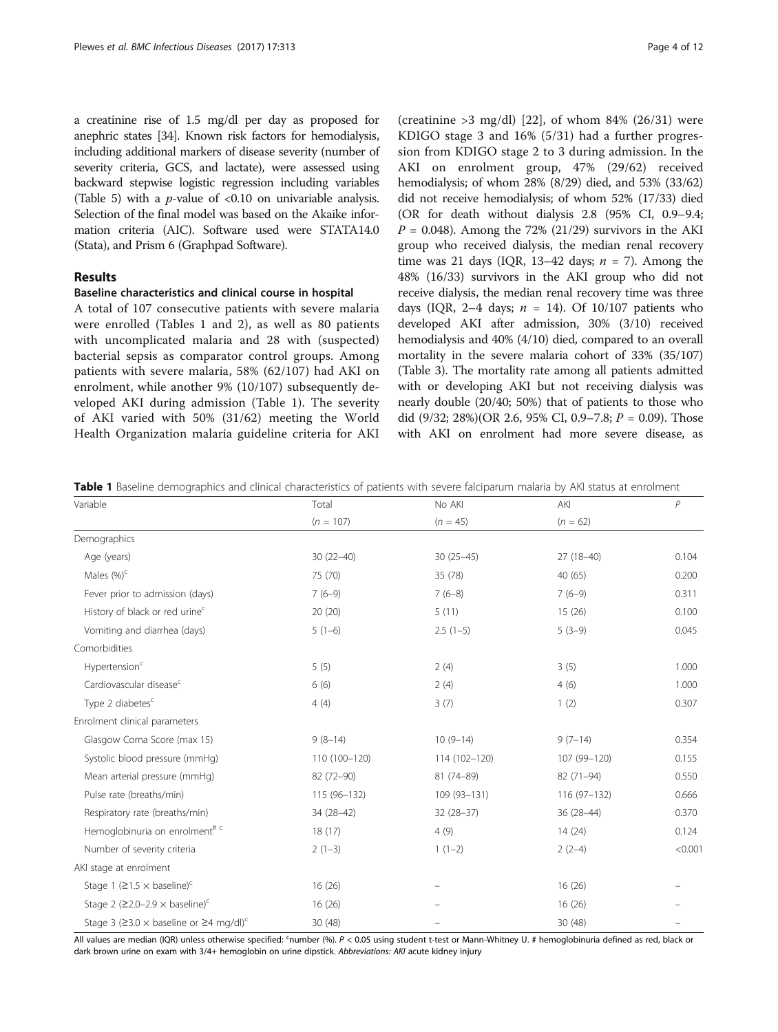a creatinine rise of 1.5 mg/dl per day as proposed for anephric states [34]. Known risk factors for hemodialysis, including additional markers of disease severity (number of severity criteria, GCS, and lactate), were assessed using backward stepwise logistic regression including variables (Table 5) with a $p$-value of <0.10 on univariable analysis. Selection of the final model was based on the Akaike information criteria (AIC). Software used were STATA14.0 (Stata), and Prism 6 (Graphpad Software).

## Results

### Baseline characteristics and clinical course in hospital

A total of 107 consecutive patients with severe malaria were enrolled (Tables 1 and 2), as well as 80 patients with uncomplicated malaria and 28 with (suspected) bacterial sepsis as comparator control groups. Among patients with severe malaria, 58% (62/107) had AKI on enrolment, while another 9% (10/107) subsequently developed AKI during admission (Table 1). The severity of AKI varied with 50% (31/62) meeting the World Health Organization malaria guideline criteria for AKI (creatinine >3 mg/dl) [22], of whom 84% (26/31) were KDIGO stage 3 and 16% (5/31) had a further progression from KDIGO stage 2 to 3 during admission. In the AKI on enrolment group, 47% (29/62) received hemodialysis; of whom 28% (8/29) died, and 53% (33/62) did not receive hemodialysis; of whom 52% (17/33) died (OR for death without dialysis 2.8 (95% CI, 0.9–9.4; $P = 0.048$). Among the 72% (21/29) survivors in the AKI group who received dialysis, the median renal recovery time was 21 days (IQR, 13–42 days; $n = 7$). Among the 48% (16/33) survivors in the AKI group who did not receive dialysis, the median renal recovery time was three days (IQR, 2–4 days; $n = 14$). Of 10/107 patients who developed AKI after admission, 30% (3/10) received hemodialysis and 40% (4/10) died, compared to an overall mortality in the severe malaria cohort of 33% (35/107) (Table 3). The mortality rate among all patients admitted with or developing AKI but not receiving dialysis was nearly double (20/40; 50%) that of patients to those who did (9/32; 28%)(OR 2.6, 95% CI, 0.9–7.8; $P = 0.09$). Those with AKI on enrolment had more severe disease, as

**Table 1** Baseline demographics and clinical characteristics of patients with severe falciparum malaria by AKI status at enrolment

| Variable | Total ($n = 107$) | No AKI ($n = 45$) | AKI ($n = 62$) | $P$ |
|---|---|---|---|---|
| Demographics | | | | |
| Age (years) | 30 (22–40) | 30 (25–45) | 27 (18–40) | 0.104 |
| Males (%)[c] | 75 (70) | 35 (78) | 40 (65) | 0.200 |
| Fever prior to admission (days) | 7 (6–9) | 7 (6–8) | 7 (6–9) | 0.311 |
| History of black or red urine[c] | 20 (20) | 5 (11) | 15 (26) | 0.100 |
| Vomiting and diarrhea (days) | 5 (1–6) | 2.5 (1–5) | 5 (3–9) | 0.045 |
| Comorbidities | | | | |
| Hypertension[c] | 5 (5) | 2 (4) | 3 (5) | 1.000 |
| Cardiovascular disease[c] | 6 (6) | 2 (4) | 4 (6) | 1.000 |
| Type 2 diabetes[c] | 4 (4) | 3 (7) | 1 (2) | 0.307 |
| Enrolment clinical parameters | | | | |
| Glasgow Coma Score (max 15) | 9 (8–14) | 10 (9–14) | 9 (7–14) | 0.354 |
| Systolic blood pressure (mmHg) | 110 (100–120) | 114 (102–120) | 107 (99–120) | 0.155 |
| Mean arterial pressure (mmHg) | 82 (72–90) | 81 (74–89) | 82 (71–94) | 0.550 |
| Pulse rate (breaths/min) | 115 (96–132) | 109 (93–131) | 116 (97–132) | 0.666 |
| Respiratory rate (breaths/min) | 34 (28–42) | 32 (28–37) | 36 (28–44) | 0.370 |
| Hemoglobinuria on enrolment[# c] | 18 (17) | 4 (9) | 14 (24) | 0.124 |
| Number of severity criteria | 2 (1–3) | 1 (1–2) | 2 (2–4) | <0.001 |
| AKI stage at enrolment | | | | |
| Stage 1 (≥1.5 × baseline)[c] | 16 (26) | – | 16 (26) | – |
| Stage 2 (≥2.0–2.9 × baseline)[c] | 16 (26) | – | 16 (26) | – |
| Stage 3 (≥3.0 × baseline or ≥4 mg/dl)[c] | 30 (48) | – | 30 (48) | – |

All values are median (IQR) unless otherwise specified: [c]number (%). $P < 0.05$ using student t-test or Mann-Whitney U. # hemoglobinuria defined as red, black or dark brown urine on exam with 3/4+ hemoglobin on urine dipstick. *Abbreviations: AKI* acute kidney injury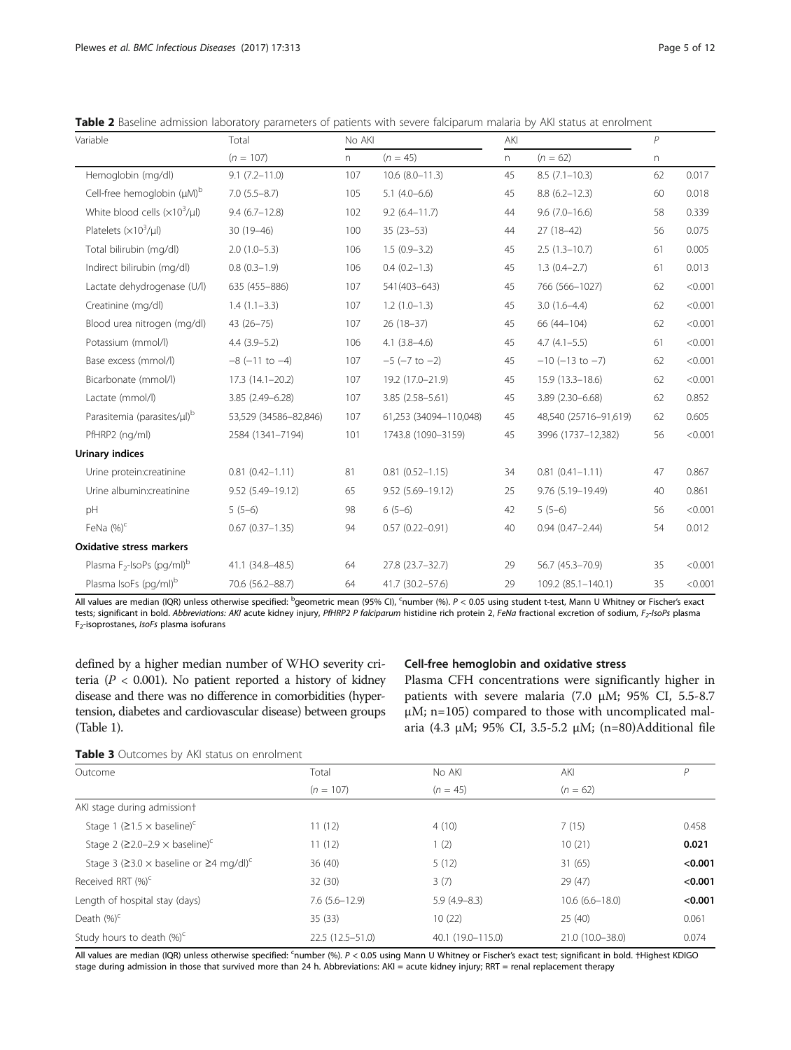**Table 2** Baseline admission laboratory parameters of patients with severe falciparum malaria by AKI status at enrolment

| Variable | Total | No AKI | | AKI | | P | |
|---|---|---|---|---|---|---|---|
| | (n = 107) | n | (n = 45) | n | (n = 62) | n | |
| Hemoglobin (mg/dl) | 9.1 (7.2–11.0) | 107 | 10.6 (8.0–11.3) | 45 | 8.5 (7.1–10.3) | 62 | 0.017 |
| Cell-free hemoglobin (μM)[b] | 7.0 (5.5–8.7) | 105 | 5.1 (4.0–6.6) | 45 | 8.8 (6.2–12.3) | 60 | 0.018 |
| White blood cells ($\times 10^3$/μl) | 9.4 (6.7–12.8) | 102 | 9.2 (6.4–11.7) | 44 | 9.6 (7.0–16.6) | 58 | 0.339 |
| Platelets ($\times 10^3$/μl) | 30 (19–46) | 100 | 35 (23–53) | 44 | 27 (18–42) | 56 | 0.075 |
| Total bilirubin (mg/dl) | 2.0 (1.0–5.3) | 106 | 1.5 (0.9–3.2) | 45 | 2.5 (1.3–10.7) | 61 | 0.005 |
| Indirect bilirubin (mg/dl) | 0.8 (0.3–1.9) | 106 | 0.4 (0.2–1.3) | 45 | 1.3 (0.4–2.7) | 61 | 0.013 |
| Lactate dehydrogenase (U/l) | 635 (455–886) | 107 | 541(403–643) | 45 | 766 (566–1027) | 62 | <0.001 |
| Creatinine (mg/dl) | 1.4 (1.1–3.3) | 107 | 1.2 (1.0–1.3) | 45 | 3.0 (1.6–4.4) | 62 | <0.001 |
| Blood urea nitrogen (mg/dl) | 43 (26–75) | 107 | 26 (18–37) | 45 | 66 (44–104) | 62 | <0.001 |
| Potassium (mmol/l) | 4.4 (3.9–5.2) | 106 | 4.1 (3.8–4.6) | 45 | 4.7 (4.1–5.5) | 61 | <0.001 |
| Base excess (mmol/l) | −8 (−11 to −4) | 107 | −5 (−7 to −2) | 45 | −10 (−13 to −7) | 62 | <0.001 |
| Bicarbonate (mmol/l) | 17.3 (14.1–20.2) | 107 | 19.2 (17.0–21.9) | 45 | 15.9 (13.3–18.6) | 62 | <0.001 |
| Lactate (mmol/l) | 3.85 (2.49–6.28) | 107 | 3.85 (2.58–5.61) | 45 | 3.89 (2.30–6.68) | 62 | 0.852 |
| Parasitemia (parasites/μl)[b] | 53,529 (34586–82,846) | 107 | 61,253 (34094–110,048) | 45 | 48,540 (25716–91,619) | 62 | 0.605 |
| PfHRP2 (ng/ml) | 2584 (1341–7194) | 101 | 1743.8 (1090–3159) | 45 | 3996 (1737–12,382) | 56 | <0.001 |
| **Urinary indices** | | | | | | | |
| Urine protein:creatinine | 0.81 (0.42–1.11) | 81 | 0.81 (0.52–1.15) | 34 | 0.81 (0.41–1.11) | 47 | 0.867 |
| Urine albumin:creatinine | 9.52 (5.49–19.12) | 65 | 9.52 (5.69–19.12) | 25 | 9.76 (5.19–19.49) | 40 | 0.861 |
| pH | 5 (5–6) | 98 | 6 (5–6) | 42 | 5 (5–6) | 56 | <0.001 |
| FeNa (%)[c] | 0.67 (0.37–1.35) | 94 | 0.57 (0.22–0.91) | 40 | 0.94 (0.47–2.44) | 54 | 0.012 |
| **Oxidative stress markers** | | | | | | | |
| Plasma $F_2$-IsoPs (pg/ml)[b] | 41.1 (34.8–48.5) | 64 | 27.8 (23.7–32.7) | 29 | 56.7 (45.3–70.9) | 35 | <0.001 |
| Plasma IsoFs (pg/ml)[b] | 70.6 (56.2–88.7) | 64 | 41.7 (30.2–57.6) | 29 | 109.2 (85.1–140.1) | 35 | <0.001 |

All values are median (IQR) unless otherwise specified: [b]geometric mean (95% CI), [c]number (%). $P < 0.05$ using student t-test, Mann U Whitney or Fischer's exact tests; significant in bold. Abbreviations: *AKI* acute kidney injury, *PfHRP2 P falciparum* histidine rich protein 2, *FeNa* fractional excretion of sodium, *$F_2$-IsoPs* plasma $F_2$-isoprostanes, *IsoFs* plasma isofurans

defined by a higher median number of WHO severity criteria ($P < 0.001$). No patient reported a history of kidney disease and there was no difference in comorbidities (hypertension, diabetes and cardiovascular disease) between groups (Table 1).

### Cell-free hemoglobin and oxidative stress

Plasma CFH concentrations were significantly higher in patients with severe malaria (7.0 μM; 95% CI, 5.5-8.7 μM; n=105) compared to those with uncomplicated malaria (4.3 μM; 95% CI, 3.5-5.2 μM; (n=80)Additional file

**Table 3** Outcomes by AKI status on enrolment

| Outcome | Total | No AKI | AKI | P |
|---|---|---|---|---|
| | (n = 107) | (n = 45) | (n = 62) | |
| AKI stage during admission† | | | | |
| Stage 1 (≥1.5 × baseline)[c] | 11 (12) | 4 (10) | 7 (15) | 0.458 |
| Stage 2 (≥2.0–2.9 × baseline)[c] | 11 (12) | 1 (2) | 10 (21) | **0.021** |
| Stage 3 (≥3.0 × baseline or ≥4 mg/dl)[c] | 36 (40) | 5 (12) | 31 (65) | **<0.001** |
| Received RRT (%)[c] | 32 (30) | 3 (7) | 29 (47) | **<0.001** |
| Length of hospital stay (days) | 7.6 (5.6–12.9) | 5.9 (4.9–8.3) | 10.6 (6.6–18.0) | **<0.001** |
| Death (%)[c] | 35 (33) | 10 (22) | 25 (40) | 0.061 |
| Study hours to death (%)[c] | 22.5 (12.5–51.0) | 40.1 (19.0–115.0) | 21.0 (10.0–38.0) | 0.074 |

All values are median (IQR) unless otherwise specified: [c]number (%). $P < 0.05$ using Mann U Whitney or Fischer's exact test; significant in bold. †Highest KDIGO stage during admission in those that survived more than 24 h. Abbreviations: AKI = acute kidney injury; RRT = renal replacement therapy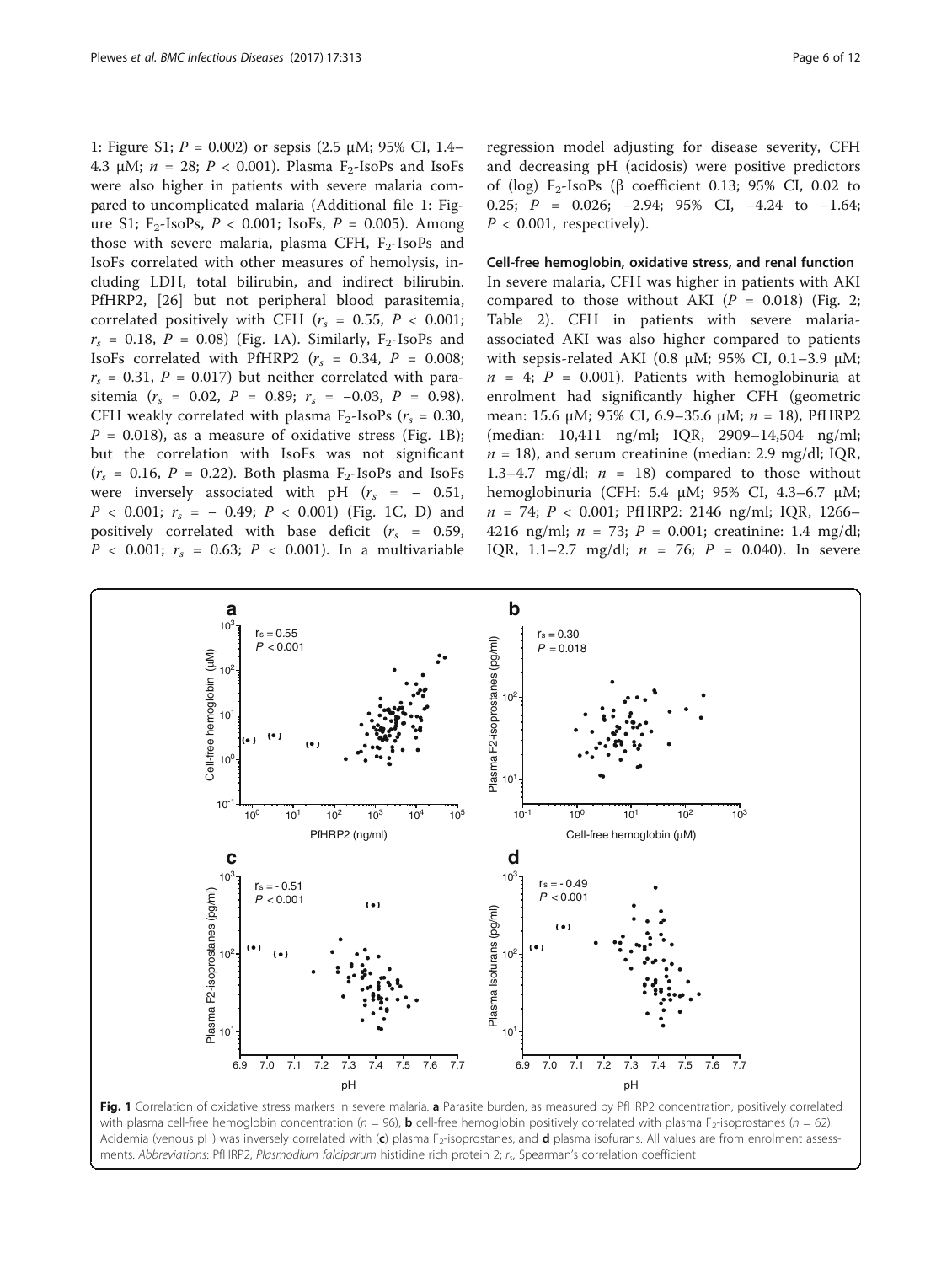1: Figure S1; $P = 0.002$) or sepsis (2.5 μM; 95% CI, 1.4–4.3 μM; $n = 28$; $P < 0.001$). Plasma $F_2$-IsoPs and IsoFs were also higher in patients with severe malaria compared to uncomplicated malaria (Additional file 1: Figure S1; $F_2$-IsoPs, $P < 0.001$; IsoFs, $P = 0.005$). Among those with severe malaria, plasma CFH, $F_2$-IsoPs and IsoFs correlated with other measures of hemolysis, including LDH, total bilirubin, and indirect bilirubin. PfHRP2, [26] but not peripheral blood parasitemia, correlated positively with CFH ($r_s = 0.55$, $P < 0.001$; $r_s = 0.18$, $P = 0.08$) (Fig. 1A). Similarly, $F_2$-IsoPs and IsoFs correlated with PfHRP2 ($r_s = 0.34$, $P = 0.008$; $r_s = 0.31$, $P = 0.017$) but neither correlated with parasitemia ($r_s = 0.02$, $P = 0.89$; $r_s = -0.03$, $P = 0.98$). CFH weakly correlated with plasma $F_2$-IsoPs ($r_s = 0.30$, $P = 0.018$), as a measure of oxidative stress (Fig. 1B); but the correlation with IsoFs was not significant ($r_s = 0.16$, $P = 0.22$). Both plasma $F_2$-IsoPs and IsoFs were inversely associated with pH ($r_s = -0.51$, $P < 0.001$; $r_s = -0.49$; $P < 0.001$) (Fig. 1C, D) and positively correlated with base deficit ($r_s = 0.59$, $P < 0.001$; $r_s = 0.63$; $P < 0.001$). In a multivariable regression model adjusting for disease severity, CFH and decreasing pH (acidosis) were positive predictors of (log) $F_2$-IsoPs (β coefficient 0.13; 95% CI, 0.02 to 0.25; $P = 0.026$; −2.94; 95% CI, −4.24 to −1.64; $P < 0.001$, respectively).

### Cell-free hemoglobin, oxidative stress, and renal function

In severe malaria, CFH was higher in patients with AKI compared to those without AKI ($P = 0.018$) (Fig. 2; Table 2). CFH in patients with severe malaria-associated AKI was also higher compared to patients with sepsis-related AKI (0.8 μM; 95% CI, 0.1–3.9 μM; $n = 4$; $P = 0.001$). Patients with hemoglobinuria at enrolment had significantly higher CFH (geometric mean: 15.6 μM; 95% CI, 6.9–35.6 μM; $n = 18$), PfHRP2 (median: 10,411 ng/ml; IQR, 2909–14,504 ng/ml; $n = 18$), and serum creatinine (median: 2.9 mg/dl; IQR, 1.3–4.7 mg/dl; $n = 18$) compared to those without hemoglobinuria (CFH: 5.4 μM; 95% CI, 4.3–6.7 μM; $n = 74$; $P < 0.001$; PfHRP2: 2146 ng/ml; IQR, 1266–4216 ng/ml; $n = 73$; $P = 0.001$; creatinine: 1.4 mg/dl; IQR, 1.1–2.7 mg/dl; $n = 76$; $P = 0.040$). In severe

**Fig. 1** Correlation of oxidative stress markers in severe malaria. **a** Parasite burden, as measured by PfHRP2 concentration, positively correlated with plasma cell-free hemoglobin concentration ($n = 96$), **b** cell-free hemoglobin positively correlated with plasma $F_2$-isoprostanes ($n = 62$). Acidemia (venous pH) was inversely correlated with (**c**) plasma $F_2$-isoprostanes, and **d** plasma isofurans. All values are from enrolment assessments. *Abbreviations*: PfHRP2, *Plasmodium falciparum* histidine rich protein 2; $r_s$, Spearman's correlation coefficient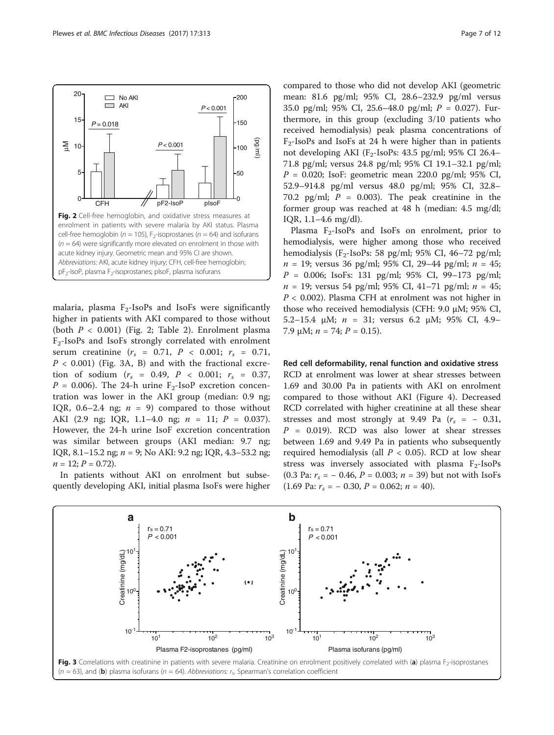Fig. 2 Cell-free hemoglobin, and oxidative stress measures at enrolment in patients with severe malaria by AKI status. Plasma cell-free hemoglobin ($n$ = 105), $F_2$-isoprostanes ($n$ = 64) and isofurans ($n$ = 64) were significantly more elevated on enrolment in those with acute kidney injury. Geometric mean and 95% CI are shown. *Abbreviations*: AKI, acute kidney injury; CFH, cell-free hemoglobin; p$F_2$-IsoP, plasma $F_2$-isoprostanes; pIsoF, plasma isofurans

malaria, plasma $F_2$-IsoPs and IsoFs were significantly higher in patients with AKI compared to those without (both $P$ < 0.001) (Fig. 2; Table 2). Enrolment plasma $F_2$-IsoPs and IsoFs strongly correlated with enrolment serum creatinine ($r_s$ = 0.71, $P$ < 0.001; $r_s$ = 0.71, $P$ < 0.001) (Fig. 3A, B) and with the fractional excretion of sodium ($r_s$ = 0.49, $P$ < 0.001; $r_s$ = 0.37, $P$ = 0.006). The 24-h urine $F_2$-IsoP excretion concentration was lower in the AKI group (median: 0.9 ng; IQR, 0.6–2.4 ng; $n$ = 9) compared to those without AKI (2.9 ng; IQR, 1.1–4.0 ng; $n$ = 11; $P$ = 0.037). However, the 24-h urine IsoF excretion concentration was similar between groups (AKI median: 9.7 ng; IQR, 8.1–15.2 ng; $n$ = 9; No AKI: 9.2 ng; IQR, 4.3–53.2 ng; $n$ = 12; $P$ = 0.72).

In patients without AKI on enrolment but subsequently developing AKI, initial plasma IsoFs were higher compared to those who did not develop AKI (geometric mean: 81.6 pg/ml; 95% CI, 28.6–232.9 pg/ml versus 35.0 pg/ml; 95% CI, 25.6–48.0 pg/ml; $P$ = 0.027). Furthermore, in this group (excluding 3/10 patients who received hemodialysis) peak plasma concentrations of $F_2$-IsoPs and IsoFs at 24 h were higher than in patients not developing AKI ($F_2$-IsoPs: 43.5 pg/ml; 95% CI 26.4–71.8 pg/ml; versus 24.8 pg/ml; 95% CI 19.1–32.1 pg/ml; $P$ = 0.020; IsoF: geometric mean 220.0 pg/ml; 95% CI, 52.9–914.8 pg/ml versus 48.0 pg/ml; 95% CI, 32.8–70.2 pg/ml; $P$ = 0.003). The peak creatinine in the former group was reached at 48 h (median: 4.5 mg/dl; IQR, 1.1–4.6 mg/dl).

Plasma $F_2$-IsoPs and IsoFs on enrolment, prior to hemodialysis, were higher among those who received hemodialysis ($F_2$-IsoPs: 58 pg/ml; 95% CI, 46–72 pg/ml; $n$ = 19; versus 36 pg/ml; 95% CI, 29–44 pg/ml; $n$ = 45; $P$ = 0.006; IsoFs: 131 pg/ml; 95% CI, 99–173 pg/ml; $n$ = 19; versus 54 pg/ml; 95% CI, 41–71 pg/ml; $n$ = 45; $P$ < 0.002). Plasma CFH at enrolment was not higher in those who received hemodialysis (CFH: 9.0 μM; 95% CI, 5.2–15.4 μM; $n$ = 31; versus 6.2 μM; 95% CI, 4.9–7.9 μM; $n$ = 74; $P$ = 0.15).

### Red cell deformability, renal function and oxidative stress

RCD at enrolment was lower at shear stresses between 1.69 and 30.00 Pa in patients with AKI on enrolment compared to those without AKI (Figure 4). Decreased RCD correlated with higher creatinine at all these shear stresses and most strongly at 9.49 Pa ($r_s$ = − 0.31, $P$ = 0.019). RCD was also lower at shear stresses between 1.69 and 9.49 Pa in patients who subsequently required hemodialysis (all $P$ < 0.05). RCD at low shear stress was inversely associated with plasma $F_2$-IsoPs (0.3 Pa: $r_s$ = − 0.46, $P$ = 0.003; $n$ = 39) but not with IsoFs (1.69 Pa: $r_s$ = − 0.30, $P$ = 0.062; $n$ = 40).

Fig. 3 Correlations with creatinine in patients with severe malaria. Creatinine on enrolment positively correlated with (**a**) plasma $F_2$-isoprostanes ($n$ = 63), and (**b**) plasma isofurans ($n$ = 64). *Abbreviations*: $r_s$, Spearman's correlation coefficient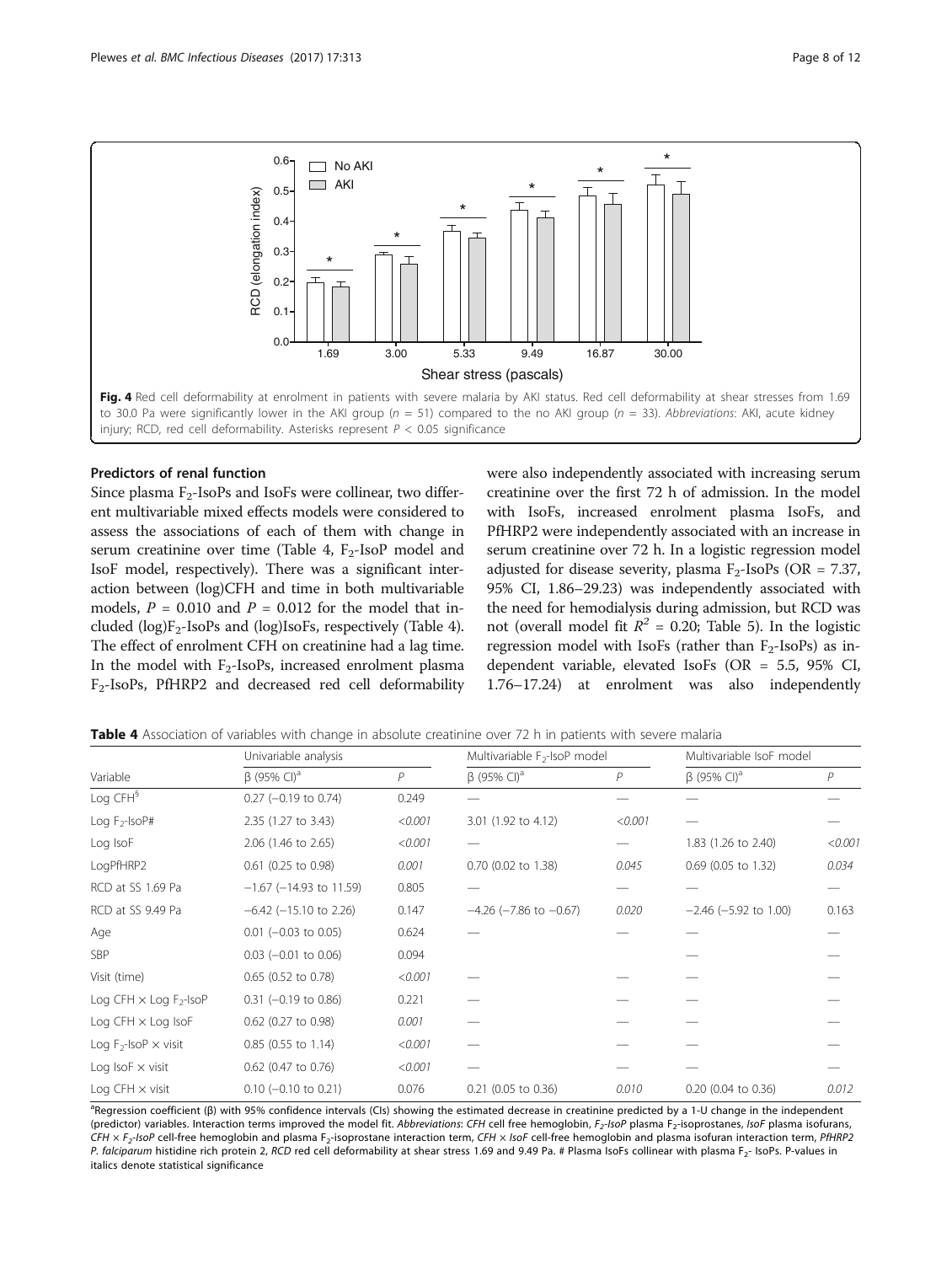Fig. 4 Red cell deformability at enrolment in patients with severe malaria by AKI status. Red cell deformability at shear stresses from 1.69 to 30.0 Pa were significantly lower in the AKI group ($n = 51$) compared to the no AKI group ($n = 33$). *Abbreviations*: AKI, acute kidney injury; RCD, red cell deformability. Asterisks represent $P < 0.05$ significance

### Predictors of renal function

Since plasma $F_2$-IsoPs and IsoFs were collinear, two different multivariable mixed effects models were considered to assess the associations of each of them with change in serum creatinine over time (Table 4, $F_2$-IsoP model and IsoF model, respectively). There was a significant interaction between (log)CFH and time in both multivariable models, $P = 0.010$ and $P = 0.012$ for the model that included (log)$F_2$-IsoPs and (log)IsoFs, respectively (Table 4). The effect of enrolment CFH on creatinine had a lag time. In the model with $F_2$-IsoPs, increased enrolment plasma $F_2$-IsoPs, PfHRP2 and decreased red cell deformability were also independently associated with increasing serum creatinine over the first 72 h of admission. In the model with IsoFs, increased enrolment plasma IsoFs, and PfHRP2 were independently associated with an increase in serum creatinine over 72 h. In a logistic regression model adjusted for disease severity, plasma $F_2$-IsoPs (OR = 7.37, 95% CI, 1.86–29.23) was independently associated with the need for hemodialysis during admission, but RCD was not (overall model fit $R^2 = 0.20$; Table 5). In the logistic regression model with IsoFs (rather than $F_2$-IsoPs) as independent variable, elevated IsoFs (OR = 5.5, 95% CI, 1.76–17.24) at enrolment was also independently

**Table 4** Association of variables with change in absolute creatinine over 72 h in patients with severe malaria

| | Univariable analysis | | Multivariable $F_2$-IsoP model | | Multivariable IsoF model | |
|---|---|---|---|---|---|---|
| Variable | β (95% CI)[a] | *P* | β (95% CI)[a] | *P* | β (95% CI)[a] | *P* |
| Log CFH[§] | 0.27 (−0.19 to 0.74) | 0.249 | — | — | — | — |
| Log $F_2$-IsoP# | 2.35 (1.27 to 3.43) | *<0.001* | 3.01 (1.92 to 4.12) | *<0.001* | — | — |
| Log IsoF | 2.06 (1.46 to 2.65) | *<0.001* | — | — | 1.83 (1.26 to 2.40) | *<0.001* |
| LogPfHRP2 | 0.61 (0.25 to 0.98) | *0.001* | 0.70 (0.02 to 1.38) | *0.045* | 0.69 (0.05 to 1.32) | *0.034* |
| RCD at SS 1.69 Pa | −1.67 (−14.93 to 11.59) | 0.805 | — | — | — | — |
| RCD at SS 9.49 Pa | −6.42 (−15.10 to 2.26) | 0.147 | −4.26 (−7.86 to −0.67) | *0.020* | −2.46 (−5.92 to 1.00) | 0.163 |
| Age | 0.01 (−0.03 to 0.05) | 0.624 | — | — | — | — |
| SBP | 0.03 (−0.01 to 0.06) | 0.094 | | | — | — |
| Visit (time) | 0.65 (0.52 to 0.78) | *<0.001* | — | — | — | — |
| Log CFH × Log $F_2$-IsoP | 0.31 (−0.19 to 0.86) | 0.221 | — | — | — | — |
| Log CFH × Log IsoF | 0.62 (0.27 to 0.98) | *0.001* | — | — | — | — |
| Log $F_2$-IsoP × visit | 0.85 (0.55 to 1.14) | *<0.001* | — | — | — | — |
| Log IsoF × visit | 0.62 (0.47 to 0.76) | *<0.001* | — | — | — | — |
| Log CFH × visit | 0.10 (−0.10 to 0.21) | 0.076 | 0.21 (0.05 to 0.36) | *0.010* | 0.20 (0.04 to 0.36) | *0.012* |

[a]Regression coefficient (β) with 95% confidence intervals (CIs) showing the estimated decrease in creatinine predicted by a 1-U change in the independent (predictor) variables. Interaction terms improved the model fit. *Abbreviations*: *CFH* cell free hemoglobin, *$F_2$-IsoP* plasma $F_2$-isoprostanes, *IsoF* plasma isofurans, *CFH × $F_2$-IsoP* cell-free hemoglobin and plasma $F_2$-isoprostane interaction term, *CFH × IsoF* cell-free hemoglobin and plasma isofuran interaction term, *PfHRP2* *P. falciparum* histidine rich protein 2, *RCD* red cell deformability at shear stress 1.69 and 9.49 Pa. # Plasma IsoFs collinear with plasma $F_2$- IsoPs. P-values in italics denote statistical significance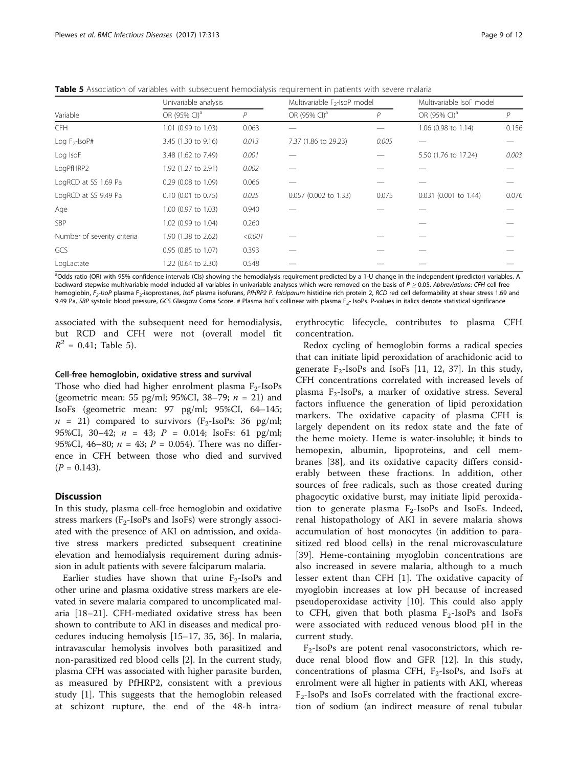**Table 5** Association of variables with subsequent hemodialysis requirement in patients with severe malaria

| Variable | Univariable analysis | | Multivariable $F_2$-IsoP model | | Multivariable IsoF model | |
|---|---|---|---|---|---|---|
| | OR (95% CI)[a] | $P$ | OR (95% CI)[a] | $P$ | OR (95% CI)[a] | $P$ |
| CFH | 1.01 (0.99 to 1.03) | 0.063 | — | — | 1.06 (0.98 to 1.14) | 0.156 |
| Log $F_2$-IsoP# | 3.45 (1.30 to 9.16) | *0.013* | 7.37 (1.86 to 29.23) | *0.005* | — | — |
| Log IsoF | 3.48 (1.62 to 7.49) | *0.001* | — | — | 5.50 (1.76 to 17.24) | *0.003* |
| LogPfHRP2 | 1.92 (1.27 to 2.91) | *0.002* | — | — | — | — |
| LogRCD at SS 1.69 Pa | 0.29 (0.08 to 1.09) | 0.066 | — | — | — | — |
| LogRCD at SS 9.49 Pa | 0.10 (0.01 to 0.75) | *0.025* | 0.057 (0.002 to 1.33) | 0.075 | 0.031 (0.001 to 1.44) | 0.076 |
| Age | 1.00 (0.97 to 1.03) | 0.940 | — | — | — | — |
| SBP | 1.02 (0.99 to 1.04) | 0.260 | — | — | — | — |
| Number of severity criteria | 1.90 (1.38 to 2.62) | *<0.001* | — | — | — | — |
| GCS | 0.95 (0.85 to 1.07) | 0.393 | — | — | — | — |
| LogLactate | 1.22 (0.64 to 2.30) | 0.548 | — | — | — | — |

[a]Odds ratio (OR) with 95% confidence intervals (CIs) showing the hemodialysis requirement predicted by a 1-U change in the independent (predictor) variables. A backward stepwise multivariable model included all variables in univariable analyses which were removed on the basis of $P \geq 0.05$. *Abbreviations*: *CFH* cell free hemoglobin, *$F_2$-IsoP* plasma $F_2$-isoprostanes, *IsoF* plasma isofurans, *PfHRP2 P. falciparum* histidine rich protein 2, *RCD* red cell deformability at shear stress 1.69 and 9.49 Pa, *SBP* systolic blood pressure, *GCS* Glasgow Coma Score. # Plasma IsoFs collinear with plasma $F_2$- IsoPs. P-values in italics denote statistical significance

associated with the subsequent need for hemodialysis, but RCD and CFH were not (overall model fit $R^2 = 0.41$; Table 5).

#### Cell-free hemoglobin, oxidative stress and survival

Those who died had higher enrolment plasma $F_2$-IsoPs (geometric mean: 55 pg/ml; 95%CI, 38–79; $n = 21$) and IsoFs (geometric mean: 97 pg/ml; 95%CI, 64–145; $n = 21$) compared to survivors ($F_2$-IsoPs: 36 pg/ml; 95%CI, 30–42; $n = 43$; $P = 0.014$; IsoFs: 61 pg/ml; 95%CI, 46–80; $n = 43$; $P = 0.054$). There was no difference in CFH between those who died and survived ($P = 0.143$).

## Discussion

In this study, plasma cell-free hemoglobin and oxidative stress markers ($F_2$-IsoPs and IsoFs) were strongly associated with the presence of AKI on admission, and oxidative stress markers predicted subsequent creatinine elevation and hemodialysis requirement during admission in adult patients with severe falciparum malaria.

Earlier studies have shown that urine $F_2$-IsoPs and other urine and plasma oxidative stress markers are elevated in severe malaria compared to uncomplicated malaria [18–21]. CFH-mediated oxidative stress has been shown to contribute to AKI in diseases and medical procedures inducing hemolysis [15–17, 35, 36]. In malaria, intravascular hemolysis involves both parasitized and non-parasitized red blood cells [2]. In the current study, plasma CFH was associated with higher parasite burden, as measured by PfHRP2, consistent with a previous study [1]. This suggests that the hemoglobin released at schizont rupture, the end of the 48-h intra-erythrocytic lifecycle, contributes to plasma CFH concentration.

Redox cycling of hemoglobin forms a radical species that can initiate lipid peroxidation of arachidonic acid to generate $F_2$-IsoPs and IsoFs [11, 12, 37]. In this study, CFH concentrations correlated with increased levels of plasma $F_2$-IsoPs, a marker of oxidative stress. Several factors influence the generation of lipid peroxidation markers. The oxidative capacity of plasma CFH is largely dependent on its redox state and the fate of the heme moiety. Heme is water-insoluble; it binds to hemopexin, albumin, lipoproteins, and cell membranes [38], and its oxidative capacity differs considerably between these fractions. In addition, other sources of free radicals, such as those created during phagocytic oxidative burst, may initiate lipid peroxidation to generate plasma $F_2$-IsoPs and IsoFs. Indeed, renal histopathology of AKI in severe malaria shows accumulation of host monocytes (in addition to parasitized red blood cells) in the renal microvasculature [39]. Heme-containing myoglobin concentrations are also increased in severe malaria, although to a much lesser extent than CFH [1]. The oxidative capacity of myoglobin increases at low pH because of increased pseudoperoxidase activity [10]. This could also apply to CFH, given that both plasma $F_2$-IsoPs and IsoFs were associated with reduced venous blood pH in the current study.

$F_2$-IsoPs are potent renal vasoconstrictors, which reduce renal blood flow and GFR [12]. In this study, concentrations of plasma CFH, $F_2$-IsoPs, and IsoFs at enrolment were all higher in patients with AKI, whereas $F_2$-IsoPs and IsoFs correlated with the fractional excretion of sodium (an indirect measure of renal tubular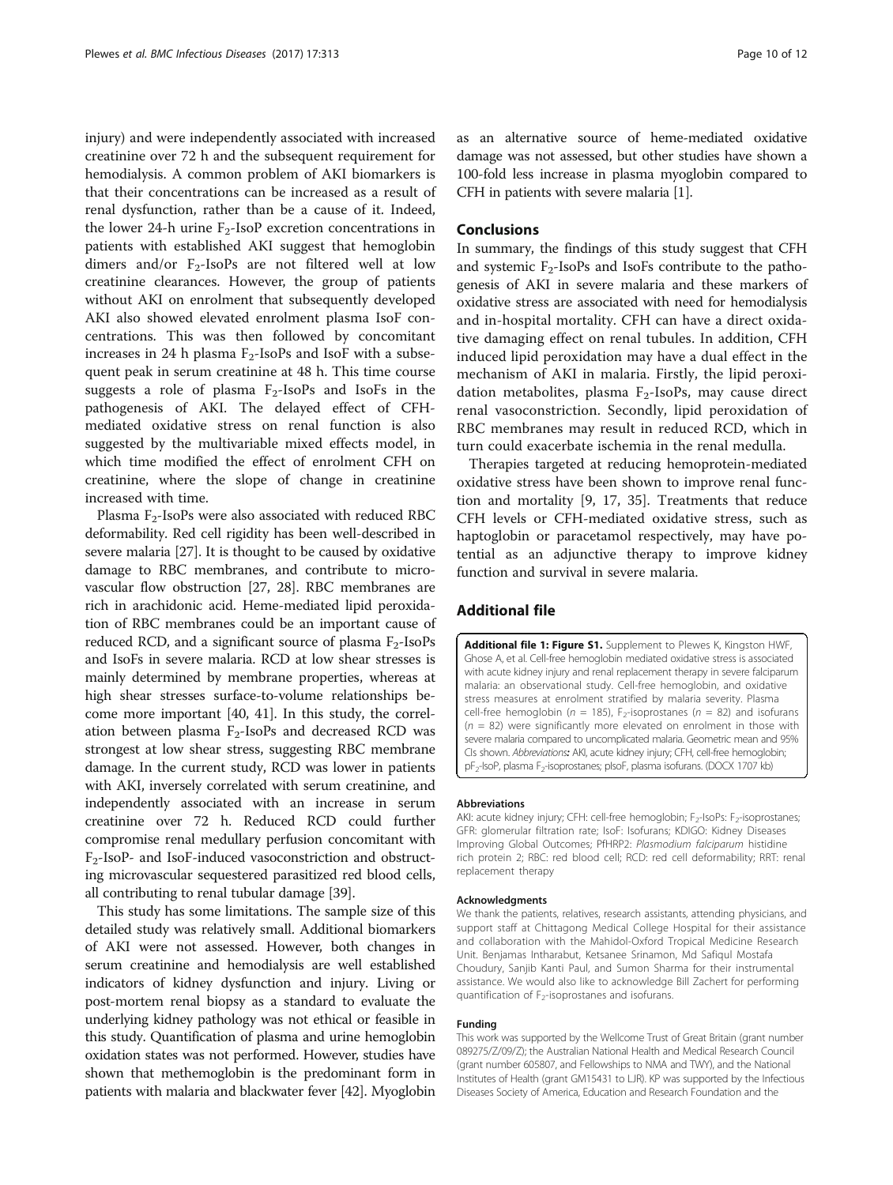injury) and were independently associated with increased creatinine over 72 h and the subsequent requirement for hemodialysis. A common problem of AKI biomarkers is that their concentrations can be increased as a result of renal dysfunction, rather than be a cause of it. Indeed, the lower 24-h urine $F_2$-IsoP excretion concentrations in patients with established AKI suggest that hemoglobin dimers and/or $F_2$-IsoPs are not filtered well at low creatinine clearances. However, the group of patients without AKI on enrolment that subsequently developed AKI also showed elevated enrolment plasma IsoF concentrations. This was then followed by concomitant increases in 24 h plasma $F_2$-IsoPs and IsoF with a subsequent peak in serum creatinine at 48 h. This time course suggests a role of plasma $F_2$-IsoPs and IsoFs in the pathogenesis of AKI. The delayed effect of CFH-mediated oxidative stress on renal function is also suggested by the multivariable mixed effects model, in which time modified the effect of enrolment CFH on creatinine, where the slope of change in creatinine increased with time.

Plasma $F_2$-IsoPs were also associated with reduced RBC deformability. Red cell rigidity has been well-described in severe malaria [27]. It is thought to be caused by oxidative damage to RBC membranes, and contribute to microvascular flow obstruction [27, 28]. RBC membranes are rich in arachidonic acid. Heme-mediated lipid peroxidation of RBC membranes could be an important cause of reduced RCD, and a significant source of plasma $F_2$-IsoPs and IsoFs in severe malaria. RCD at low shear stresses is mainly determined by membrane properties, whereas at high shear stresses surface-to-volume relationships become more important [40, 41]. In this study, the correlation between plasma $F_2$-IsoPs and decreased RCD was strongest at low shear stress, suggesting RBC membrane damage. In the current study, RCD was lower in patients with AKI, inversely correlated with serum creatinine, and independently associated with an increase in serum creatinine over 72 h. Reduced RCD could further compromise renal medullary perfusion concomitant with $F_2$-IsoP- and IsoF-induced vasoconstriction and obstructing microvascular sequestered parasitized red blood cells, all contributing to renal tubular damage [39].

This study has some limitations. The sample size of this detailed study was relatively small. Additional biomarkers of AKI were not assessed. However, both changes in serum creatinine and hemodialysis are well established indicators of kidney dysfunction and injury. Living or post-mortem renal biopsy as a standard to evaluate the underlying kidney pathology was not ethical or feasible in this study. Quantification of plasma and urine hemoglobin oxidation states was not performed. However, studies have shown that methemoglobin is the predominant form in patients with malaria and blackwater fever [42]. Myoglobin as an alternative source of heme-mediated oxidative damage was not assessed, but other studies have shown a 100-fold less increase in plasma myoglobin compared to CFH in patients with severe malaria [1].

## Conclusions

In summary, the findings of this study suggest that CFH and systemic $F_2$-IsoPs and IsoFs contribute to the pathogenesis of AKI in severe malaria and these markers of oxidative stress are associated with need for hemodialysis and in-hospital mortality. CFH can have a direct oxidative damaging effect on renal tubules. In addition, CFH induced lipid peroxidation may have a dual effect in the mechanism of AKI in malaria. Firstly, the lipid peroxidation metabolites, plasma $F_2$-IsoPs, may cause direct renal vasoconstriction. Secondly, lipid peroxidation of RBC membranes may result in reduced RCD, which in turn could exacerbate ischemia in the renal medulla.

Therapies targeted at reducing hemoprotein-mediated oxidative stress have been shown to improve renal function and mortality [9, 17, 35]. Treatments that reduce CFH levels or CFH-mediated oxidative stress, such as haptoglobin or paracetamol respectively, may have potential as an adjunctive therapy to improve kidney function and survival in severe malaria.

## Additional file

**Additional file 1: Figure S1.** Supplement to Plewes K, Kingston HWF, Ghose A, et al. Cell-free hemoglobin mediated oxidative stress is associated with acute kidney injury and renal replacement therapy in severe falciparum malaria: an observational study. Cell-free hemoglobin, and oxidative stress measures at enrolment stratified by malaria severity. Plasma cell-free hemoglobin ($n$ = 185), $F_2$-isoprostanes ($n$ = 82) and isofurans ($n$ = 82) were significantly more elevated on enrolment in those with severe malaria compared to uncomplicated malaria. Geometric mean and 95% CIs shown. *Abbreviations:* AKI, acute kidney injury; CFH, cell-free hemoglobin; $pF_2$-IsoP, plasma $F_2$-isoprostanes; pIsoF, plasma isofurans. (DOCX 1707 kb)

#### Abbreviations

AKI: acute kidney injury; CFH: cell-free hemoglobin; $F_2$-IsoPs: $F_2$-isoprostanes; GFR: glomerular filtration rate; IsoF: Isofurans; KDIGO: Kidney Diseases Improving Global Outcomes; PfHRP2: *Plasmodium falciparum* histidine rich protein 2; RBC: red blood cell; RCD: red cell deformability; RRT: renal replacement therapy

#### Acknowledgments

We thank the patients, relatives, research assistants, attending physicians, and support staff at Chittagong Medical College Hospital for their assistance and collaboration with the Mahidol-Oxford Tropical Medicine Research Unit. Benjamas Intharabut, Ketsanee Srinamon, Md Safiqul Mostafa Choudury, Sanjib Kanti Paul, and Sumon Sharma for their instrumental assistance. We would also like to acknowledge Bill Zachert for performing quantification of $F_2$-isoprostanes and isofurans.

#### Funding

This work was supported by the Wellcome Trust of Great Britain (grant number 089275/Z/09/Z); the Australian National Health and Medical Research Council (grant number 605807, and Fellowships to NMA and TWY), and the National Institutes of Health (grant GM15431 to LJR). KP was supported by the Infectious Diseases Society of America, Education and Research Foundation and the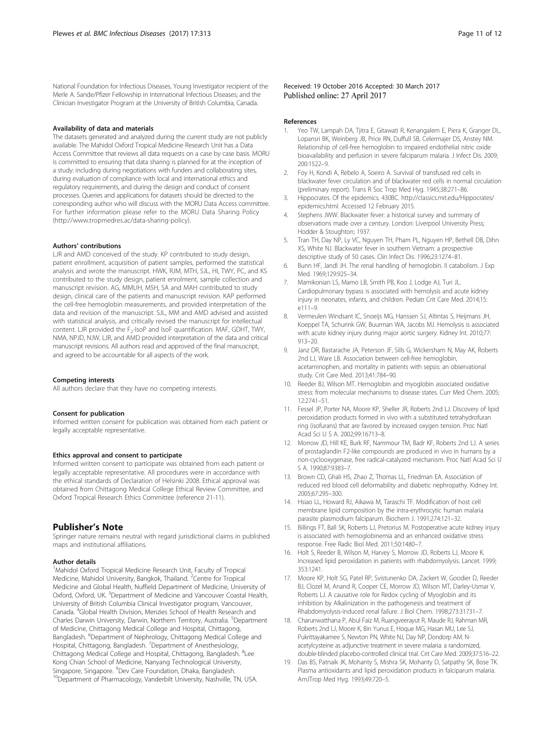National Foundation for Infectious Diseases, Young Investigator recipient of the Merle A. Sande/Pfizer Fellowship in International Infectious Diseases; and the Clinician Investigator Program at the University of British Columbia, Canada.

#### Availability of data and materials

The datasets generated and analyzed during the current study are not publicly available. The Mahidol Oxford Tropical Medicine Research Unit has a Data Access Committee that reviews all data requests on a case by case basis. MORU is committed to ensuring that data sharing is planned for at the inception of a study: including during negotiations with funders and collaborating sites, during evaluation of compliance with local and international ethics and regulatory requirements, and during the design and conduct of consent processes. Queries and applications for datasets should be directed to the corresponding author who will discuss with the MORU Data Access committee. For further information please refer to the MORU Data Sharing Policy (http://www.tropmedres.ac/data-sharing-policy).

#### Authors' contributions

LJR and AMD conceived of the study. KP contributed to study design, patient enrollment, acquisition of patient samples, performed the statistical analysis and wrote the manuscript. HWK, RJM, MTH, SJL, HI, TWY, PC, and KS contributed to the study design, patient enrolment, sample collection and manuscript revision. AG, MMUH, MSH, SA and MAH contributed to study design, clinical care of the patients and manuscript revision. KAP performed the cell-free hemoglobin measurements, and provided interpretation of the data and revision of the manuscript. SJL, MM and AMD advised and assisted with statistical analysis, and critically revised the manuscript for intellectual content. LJR provided the $F_2$-IsoP and IsoF quantification. MAF, GDHT, TWY, NMA, NPJD, NJW, LJR, and AMD provided interpretation of the data and critical manuscript revisions. All authors read and approved of the final manuscript, and agreed to be accountable for all aspects of the work.

#### Competing interests

All authors declare that they have no competing interests.

#### Consent for publication

Informed written consent for publication was obtained from each patient or legally acceptable representative.

#### Ethics approval and consent to participate

Informed written consent to participate was obtained from each patient or legally acceptable representative. All procedures were in accordance with the ethical standards of Declaration of Helsinki 2008. Ethical approval was obtained from Chittagong Medical College Ethical Review Committee, and Oxford Tropical Research Ethics Committee (reference 21-11).

## Publisher's Note

Springer nature remains neutral with regard jurisdictional claims in published maps and institutional affiliations.

#### Author details

[1]Mahidol Oxford Tropical Medicine Research Unit, Faculty of Tropical Medicine, Mahidol University, Bangkok, Thailand. [2]Centre for Tropical Medicine and Global Health, Nuffield Department of Medicine, University of Oxford, Oxford, UK. [3]Department of Medicine and Vancouver Coastal Health, University of British Columbia Clinical Investigator program, Vancouver, Canada. [4]Global Health Division, Menzies School of Health Research and Charles Darwin University, Darwin, Northern Territory, Australia. [5]Department of Medicine, Chittagong Medical College and Hospital, Chittagong, Bangladesh. [6]Department of Nephrology, Chittagong Medical College and Hospital, Chittagong, Bangladesh. [7]Department of Anesthesiology, Chittagong Medical College and Hospital, Chittagong, Bangladesh. [8]Lee Kong Chian School of Medicine, Nanyang Technological University, Singapore, Singapore. [9]Dev Care Foundation, Dhaka, Bangladesh. [10]Department of Pharmacology, Vanderbilt University, Nashville, TN, USA.

Received: 19 October 2016 Accepted: 30 March 2017
Published online: 27 April 2017

#### References

1. Yeo TW, Lampah DA, Tjitra E, Gitawati R, Kenangalem E, Piera K, Granger DL, Lopansri BK, Weinberg JB, Price RN, Duffull SB, Celermajer DS, Anstey NM. Relationship of cell-free hemoglobin to impaired endothelial nitric oxide bioavailability and perfusion in severe falciparum malaria. J Infect Dis. 2009; 200:1522–9.
2. Foy H, Kondi A, Rebelo A, Soeiro A. Survival of transfused red cells in blackwater fever circulation and of blackwater red cells in normal circulation (preliminary report). Trans R Soc Trop Med Hyg. 1945;38:271–86.
3. Hippocrates. Of the epidemics. 430BC. http://classics.mit.edu/Hippocrates/epidemics.html. Accessed 12 February 2015.
4. Stephens JWW. Blackwater fever: a historical survey and summary of observations made over a century. London: Liverpool University Press; Hodder & Stoughton; 1937.
5. Tran TH, Day NP, Ly VC, Nguyen TH, Pham PL, Nguyen HP, Bethell DB, Dihn XS, White NJ. Blackwater fever in southern Vietnam: a prospective descriptive study of 50 cases. Clin Infect Dis. 1996;23:1274–81.
6. Bunn HF, Jandl JH. The renal handling of hemoglobin. II catabolism. J Exp Med. 1969;129:925–34.
7. Mamikonian LS, Mamo LB, Smith PB, Koo J, Lodge AJ, Turi JL. Cardiopulmonary bypass is associated with hemolysis and acute kidney injury in neonates, infants, and children. Pediatr Crit Care Med. 2014;15: e111–9.
8. Vermeulen Windsant IC, Snoeijs MG, Hanssen SJ, Altintas S, Heijmans JH, Koeppel TA, Schurink GW, Buurman WA, Jacobs MJ. Hemolysis is associated with acute kidney injury during major aortic surgery. Kidney Int. 2010;77: 913–20.
9. Janz DR, Bastarache JA, Peterson JF, Sills G, Wickersham N, May AK, Roberts 2nd LJ, Ware LB. Association between cell-free hemoglobin, acetaminophen, and mortality in patients with sepsis: an observational study. Crit Care Med. 2013;41:784–90.
10. Reeder BJ, Wilson MT. Hemoglobin and myoglobin associated oxidative stress: from molecular mechanisms to disease states. Curr Med Chem. 2005; 12:2741–51.
11. Fessel JP, Porter NA, Moore KP, Sheller JR, Roberts 2nd LJ. Discovery of lipid peroxidation products formed in vivo with a substituted tetrahydrofuran ring (isofurans) that are favored by increased oxygen tension. Proc Natl Acad Sci U S A. 2002;99:16713–8.
12. Morrow JD, Hill KE, Burk RF, Nammour TM, Badr KF, Roberts 2nd LJ. A series of prostaglandin F2-like compounds are produced in vivo in humans by a non-cyclooxygenase, free radical-catalyzed mechanism. Proc Natl Acad Sci U S A. 1990;87:9383–7.
13. Brown CD, Ghali HS, Zhao Z, Thomas LL, Friedman EA. Association of reduced red blood cell deformability and diabetic nephropathy. Kidney Int. 2005;67:295–300.
14. Hsiao LL, Howard RJ, Aikawa M, Taraschi TF. Modification of host cell membrane lipid composition by the intra-erythrocytic human malaria parasite plasmodium falciparum. Biochem J. 1991;274:121–32.
15. Billings FT, Ball SK, Roberts LJ, Pretorius M. Postoperative acute kidney injury is associated with hemoglobinemia and an enhanced oxidative stress response. Free Radic Biol Med. 2011;50:1480–7.
16. Holt S, Reeder B, Wilson M, Harvey S, Morrow JD, Roberts LJ, Moore K. Increased lipid peroxidation in patients with rhabdomyolysis. Lancet. 1999; 353:1241.
17. Moore KP, Holt SG, Patel RP, Svistunenko DA, Zackert W, Goodier D, Reeder BJ, Clozel M, Anand R, Cooper CE, Morrow JD, Wilson MT, Darley-Usmar V, Roberts LJ. A causative role for Redox cycling of Myoglobin and its inhibition by Alkalinization in the pathogenesis and treatment of Rhabdomyolysis-induced renal failure. J Biol Chem. 1998;273:31731–7.
18. Charunwatthana P, Abul Faiz M, Ruangveerayut R, Maude RJ, Rahman MR, Roberts 2nd LJ, Moore K, Bin Yunus E, Hoque MG, Hasan MU, Lee SJ, Pukrittayakamee S, Newton PN, White NJ, Day NP, Dondorp AM. N-acetylcysteine as adjunctive treatment in severe malaria: a randomized, double-blinded placebo-controlled clinical trial. Crit Care Med. 2009;37:516–22.
19. Das BS, Patnaik JK, Mohanty S, Mishra SK, Mohanty D, Satpathy SK, Bose TK. Plasma antioxidants and lipid peroxidation products in falciparum malaria. AmJTrop Med Hyg. 1993;49:720–5.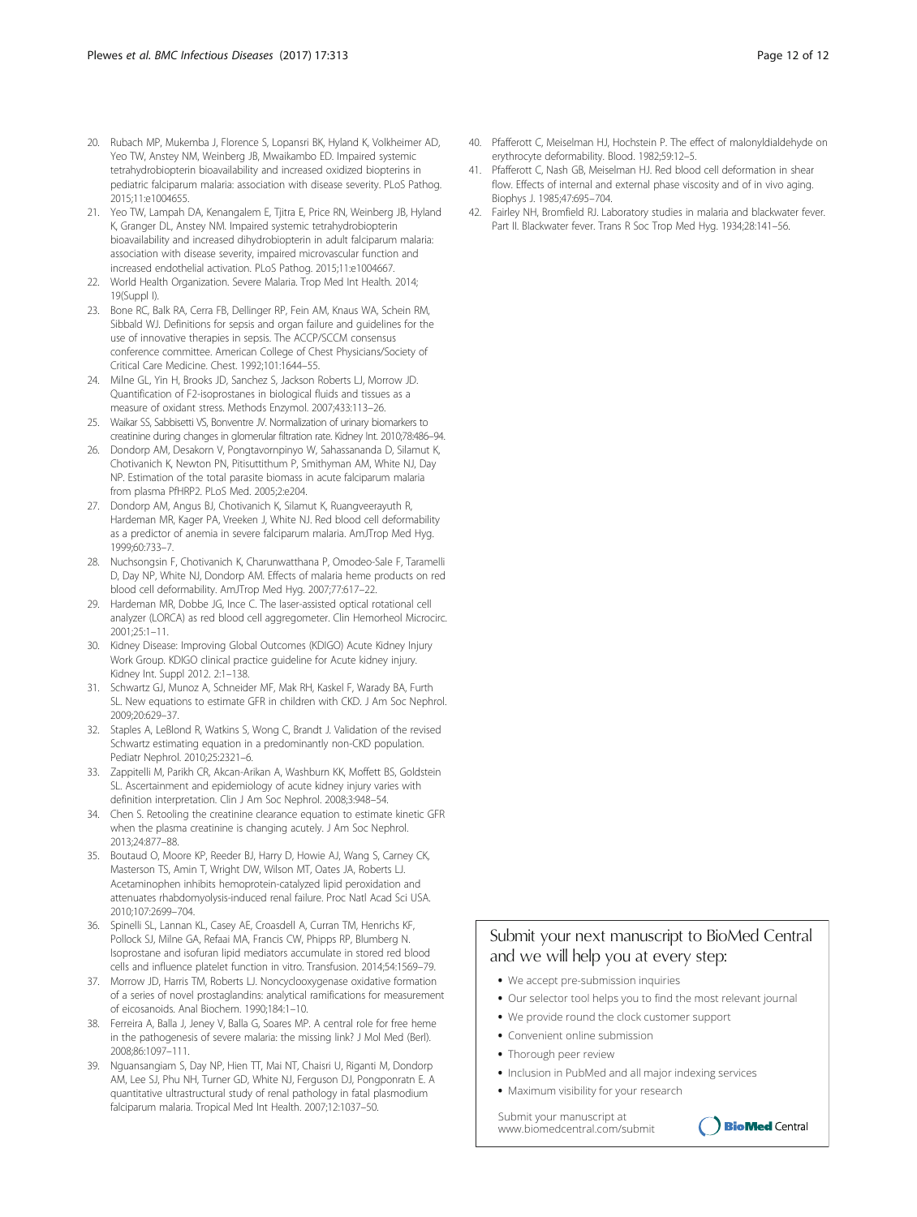20. Rubach MP, Mukemba J, Florence S, Lopansri BK, Hyland K, Volkheimer AD, Yeo TW, Anstey NM, Weinberg JB, Mwaikambo ED. Impaired systemic tetrahydrobiopterin bioavailability and increased oxidized biopterins in pediatric falciparum malaria: association with disease severity. PLoS Pathog. 2015;11:e1004655.
21. Yeo TW, Lampah DA, Kenangalem E, Tjitra E, Price RN, Weinberg JB, Hyland K, Granger DL, Anstey NM. Impaired systemic tetrahydrobiopterin bioavailability and increased dihydrobiopterin in adult falciparum malaria: association with disease severity, impaired microvascular function and increased endothelial activation. PLoS Pathog. 2015;11:e1004667.
22. World Health Organization. Severe Malaria. Trop Med Int Health. 2014; 19(Suppl I).
23. Bone RC, Balk RA, Cerra FB, Dellinger RP, Fein AM, Knaus WA, Schein RM, Sibbald WJ. Definitions for sepsis and organ failure and guidelines for the use of innovative therapies in sepsis. The ACCP/SCCM consensus conference committee. American College of Chest Physicians/Society of Critical Care Medicine. Chest. 1992;101:1644–55.
24. Milne GL, Yin H, Brooks JD, Sanchez S, Jackson Roberts LJ, Morrow JD. Quantification of F2-isoprostanes in biological fluids and tissues as a measure of oxidant stress. Methods Enzymol. 2007;433:113–26.
25. Waikar SS, Sabbisetti VS, Bonventre JV. Normalization of urinary biomarkers to creatinine during changes in glomerular filtration rate. Kidney Int. 2010;78:486–94.
26. Dondorp AM, Desakorn V, Pongtavornpinyo W, Sahassananda D, Silamut K, Chotivanich K, Newton PN, Pitisuttithum P, Smithyman AM, White NJ, Day NP. Estimation of the total parasite biomass in acute falciparum malaria from plasma PfHRP2. PLoS Med. 2005;2:e204.
27. Dondorp AM, Angus BJ, Chotivanich K, Silamut K, Ruangveerayuth R, Hardeman MR, Kager PA, Vreeken J, White NJ. Red blood cell deformability as a predictor of anemia in severe falciparum malaria. AmJTrop Med Hyg. 1999;60:733–7.
28. Nuchsongsin F, Chotivanich K, Charunwatthana P, Omodeo-Sale F, Taramelli D, Day NP, White NJ, Dondorp AM. Effects of malaria heme products on red blood cell deformability. AmJTrop Med Hyg. 2007;77:617–22.
29. Hardeman MR, Dobbe JG, Ince C. The laser-assisted optical rotational cell analyzer (LORCA) as red blood cell aggregometer. Clin Hemorheol Microcirc. 2001;25:1–11.
30. Kidney Disease: Improving Global Outcomes (KDIGO) Acute Kidney Injury Work Group. KDIGO clinical practice guideline for Acute kidney injury. Kidney Int. Suppl 2012. 2:1–138.
31. Schwartz GJ, Munoz A, Schneider MF, Mak RH, Kaskel F, Warady BA, Furth SL. New equations to estimate GFR in children with CKD. J Am Soc Nephrol. 2009;20:629–37.
32. Staples A, LeBlond R, Watkins S, Wong C, Brandt J. Validation of the revised Schwartz estimating equation in a predominantly non-CKD population. Pediatr Nephrol. 2010;25:2321–6.
33. Zappitelli M, Parikh CR, Akcan-Arikan A, Washburn KK, Moffett BS, Goldstein SL. Ascertainment and epidemiology of acute kidney injury varies with definition interpretation. Clin J Am Soc Nephrol. 2008;3:948–54.
34. Chen S. Retooling the creatinine clearance equation to estimate kinetic GFR when the plasma creatinine is changing acutely. J Am Soc Nephrol. 2013;24:877–88.
35. Boutaud O, Moore KP, Reeder BJ, Harry D, Howie AJ, Wang S, Carney CK, Masterson TS, Amin T, Wright DW, Wilson MT, Oates JA, Roberts LJ. Acetaminophen inhibits hemoprotein-catalyzed lipid peroxidation and attenuates rhabdomyolysis-induced renal failure. Proc Natl Acad Sci USA. 2010;107:2699–704.
36. Spinelli SL, Lannan KL, Casey AE, Croasdell A, Curran TM, Henrichs KF, Pollock SJ, Milne GA, Refaai MA, Francis CW, Phipps RP, Blumberg N. Isoprostane and isofuran lipid mediators accumulate in stored red blood cells and influence platelet function in vitro. Transfusion. 2014;54:1569–79.
37. Morrow JD, Harris TM, Roberts LJ. Noncyclooxygenase oxidative formation of a series of novel prostaglandins: analytical ramifications for measurement of eicosanoids. Anal Biochem. 1990;184:1–10.
38. Ferreira A, Balla J, Jeney V, Balla G, Soares MP. A central role for free heme in the pathogenesis of severe malaria: the missing link? J Mol Med (Berl). 2008;86:1097–111.
39. Nguansangiam S, Day NP, Hien TT, Mai NT, Chaisri U, Riganti M, Dondorp AM, Lee SJ, Phu NH, Turner GD, White NJ, Ferguson DJ, Pongponratn E. A quantitative ultrastructural study of renal pathology in fatal plasmodium falciparum malaria. Tropical Med Int Health. 2007;12:1037–50.
40. Pfafferott C, Meiselman HJ, Hochstein P. The effect of malonyldialdehyde on erythrocyte deformability. Blood. 1982;59:12–5.
41. Pfafferott C, Nash GB, Meiselman HJ. Red blood cell deformation in shear flow. Effects of internal and external phase viscosity and of in vivo aging. Biophys J. 1985;47:695–704.
42. Fairley NH, Bromfield RJ. Laboratory studies in malaria and blackwater fever. Part II. Blackwater fever. Trans R Soc Trop Med Hyg. 1934;28:141–56.

Submit your next manuscript to BioMed Central and we will help you at every step:

- We accept pre-submission inquiries
- Our selector tool helps you to find the most relevant journal
- We provide round the clock customer support
- Convenient online submission
- Thorough peer review
- Inclusion in PubMed and all major indexing services
- Maximum visibility for your research

Submit your manuscript at www.biomedcentral.com/submit

BioMed Central